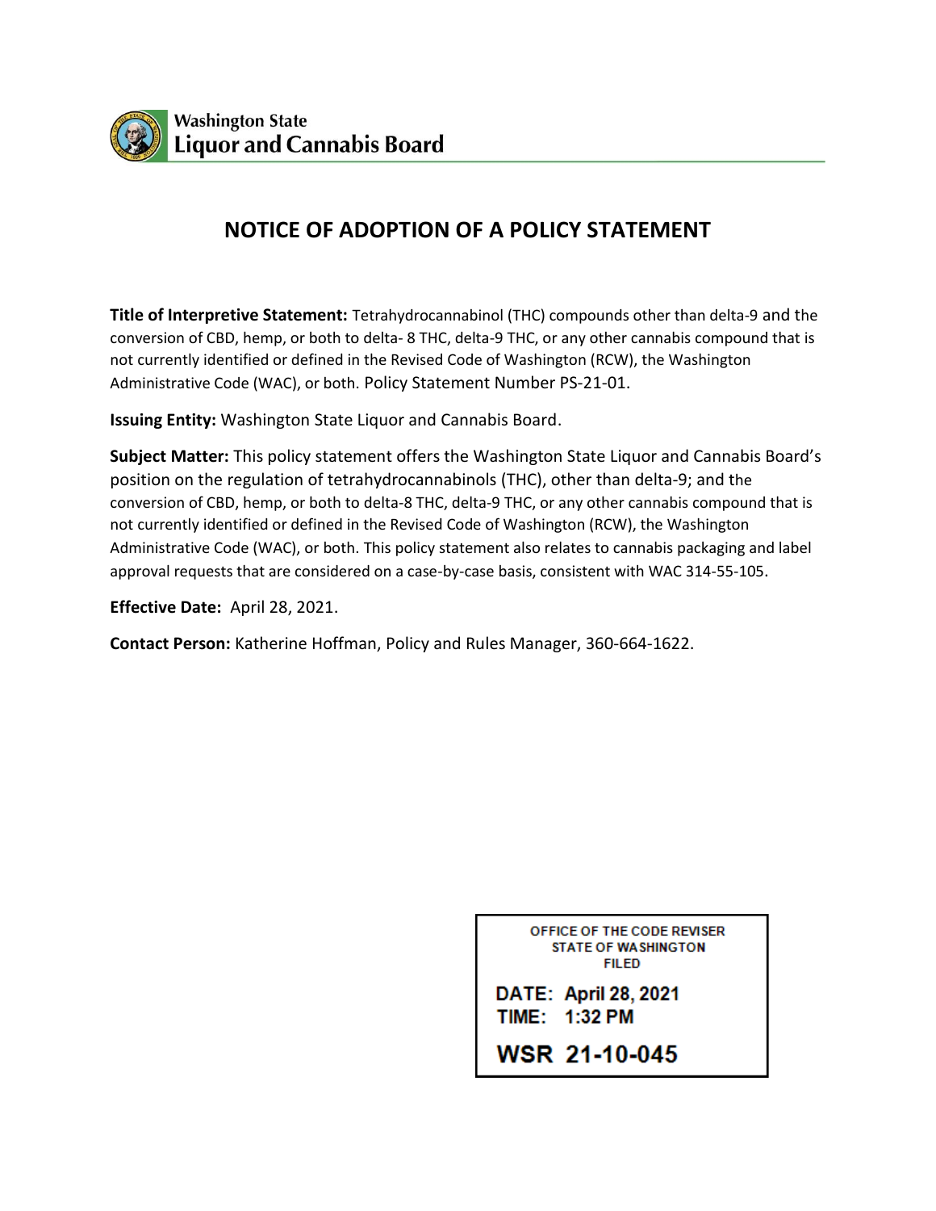Washington State
Liquor and Cannabis Board

# NOTICE OF ADOPTION OF A POLICY STATEMENT

**Title of Interpretive Statement:** Tetrahydrocannabinol (THC) compounds other than delta-9 and the conversion of CBD, hemp, or both to delta- 8 THC, delta-9 THC, or any other cannabis compound that is not currently identified or defined in the Revised Code of Washington (RCW), the Washington Administrative Code (WAC), or both. Policy Statement Number PS-21-01.

**Issuing Entity:** Washington State Liquor and Cannabis Board.

**Subject Matter:** This policy statement offers the Washington State Liquor and Cannabis Board's position on the regulation of tetrahydrocannabinols (THC), other than delta-9; and the conversion of CBD, hemp, or both to delta-8 THC, delta-9 THC, or any other cannabis compound that is not currently identified or defined in the Revised Code of Washington (RCW), the Washington Administrative Code (WAC), or both. This policy statement also relates to cannabis packaging and label approval requests that are considered on a case-by-case basis, consistent with WAC 314-55-105.

**Effective Date:** April 28, 2021.

**Contact Person:** Katherine Hoffman, Policy and Rules Manager, 360-664-1622.

OFFICE OF THE CODE REVISER
STATE OF WASHINGTON
FILED

DATE: April 28, 2021
TIME: 1:32 PM

WSR 21-10-045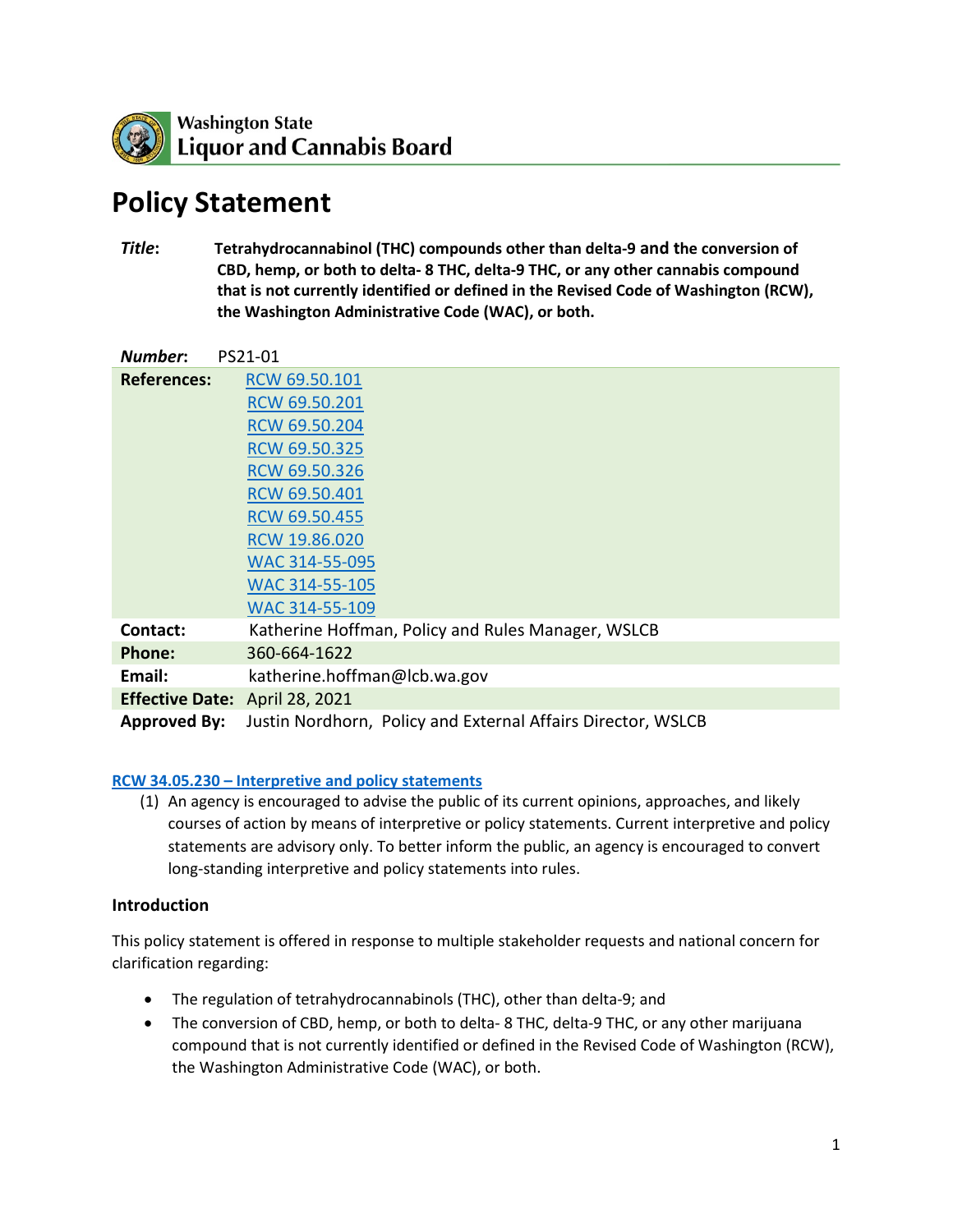Washington State
Liquor and Cannabis Board

# Policy Statement

| | |
|---|---|
| ***Title*:** | **Tetrahydrocannabinol (THC) compounds other than delta-9 and the conversion of CBD, hemp, or both to delta- 8 THC, delta-9 THC, or any other cannabis compound that is not currently identified or defined in the Revised Code of Washington (RCW), the Washington Administrative Code (WAC), or both.** |
| ***Number*:** | PS21-01 |
| **References:** | RCW 69.50.101<br>RCW 69.50.201<br>RCW 69.50.204<br>RCW 69.50.325<br>RCW 69.50.326<br>RCW 69.50.401<br>RCW 69.50.455<br>RCW 19.86.020<br>WAC 314-55-095<br>WAC 314-55-105<br>WAC 314-55-109 |
| **Contact:** | Katherine Hoffman, Policy and Rules Manager, WSLCB |
| **Phone:** | 360-664-1622 |
| **Email:** | katherine.hoffman@lcb.wa.gov |
| **Effective Date:** | April 28, 2021 |
| **Approved By:** | Justin Nordhorn, Policy and External Affairs Director, WSLCB |

**RCW 34.05.230 – Interpretive and policy statements**

(1) An agency is encouraged to advise the public of its current opinions, approaches, and likely courses of action by means of interpretive or policy statements. Current interpretive and policy statements are advisory only. To better inform the public, an agency is encouraged to convert long-standing interpretive and policy statements into rules.

### Introduction

This policy statement is offered in response to multiple stakeholder requests and national concern for clarification regarding:

- The regulation of tetrahydrocannabinols (THC), other than delta-9; and
- The conversion of CBD, hemp, or both to delta- 8 THC, delta-9 THC, or any other marijuana compound that is not currently identified or defined in the Revised Code of Washington (RCW), the Washington Administrative Code (WAC), or both.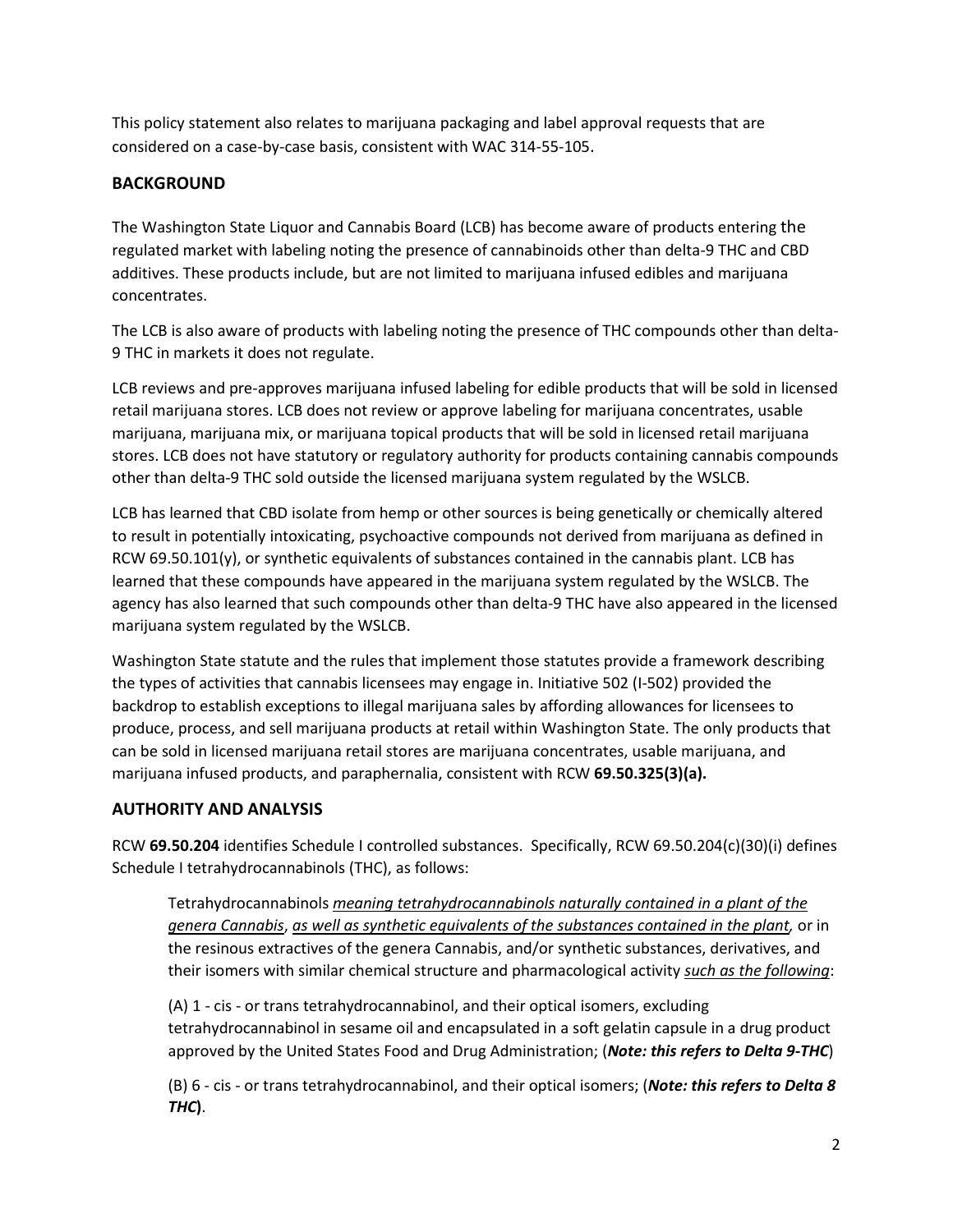This policy statement also relates to marijuana packaging and label approval requests that are considered on a case-by-case basis, consistent with WAC 314-55-105.

## BACKGROUND

The Washington State Liquor and Cannabis Board (LCB) has become aware of products entering the regulated market with labeling noting the presence of cannabinoids other than delta-9 THC and CBD additives. These products include, but are not limited to marijuana infused edibles and marijuana concentrates.

The LCB is also aware of products with labeling noting the presence of THC compounds other than delta-9 THC in markets it does not regulate.

LCB reviews and pre-approves marijuana infused labeling for edible products that will be sold in licensed retail marijuana stores. LCB does not review or approve labeling for marijuana concentrates, usable marijuana, marijuana mix, or marijuana topical products that will be sold in licensed retail marijuana stores. LCB does not have statutory or regulatory authority for products containing cannabis compounds other than delta-9 THC sold outside the licensed marijuana system regulated by the WSLCB.

LCB has learned that CBD isolate from hemp or other sources is being genetically or chemically altered to result in potentially intoxicating, psychoactive compounds not derived from marijuana as defined in RCW 69.50.101(y), or synthetic equivalents of substances contained in the cannabis plant. LCB has learned that these compounds have appeared in the marijuana system regulated by the WSLCB. The agency has also learned that such compounds other than delta-9 THC have also appeared in the licensed marijuana system regulated by the WSLCB.

Washington State statute and the rules that implement those statutes provide a framework describing the types of activities that cannabis licensees may engage in. Initiative 502 (I-502) provided the backdrop to establish exceptions to illegal marijuana sales by affording allowances for licensees to produce, process, and sell marijuana products at retail within Washington State. The only products that can be sold in licensed marijuana retail stores are marijuana concentrates, usable marijuana, and marijuana infused products, and paraphernalia, consistent with RCW **69.50.325(3)(a).**

## AUTHORITY AND ANALYSIS

RCW **69.50.204** identifies Schedule I controlled substances. Specifically, RCW 69.50.204(c)(30)(i) defines Schedule I tetrahydrocannabinols (THC), as follows:

> Tetrahydrocannabinols *meaning tetrahydrocannabinols naturally contained in a plant of the genera Cannabis*, *as well as synthetic equivalents of the substances contained in the plant,* or in the resinous extractives of the genera Cannabis, and/or synthetic substances, derivatives, and their isomers with similar chemical structure and pharmacological activity *such as the following*:
>
> (A) 1 - cis - or trans tetrahydrocannabinol, and their optical isomers, excluding tetrahydrocannabinol in sesame oil and encapsulated in a soft gelatin capsule in a drug product approved by the United States Food and Drug Administration; (***Note: this refers to Delta 9-THC***)
>
> (B) 6 - cis - or trans tetrahydrocannabinol, and their optical isomers; (***Note: this refers to Delta 8 THC***).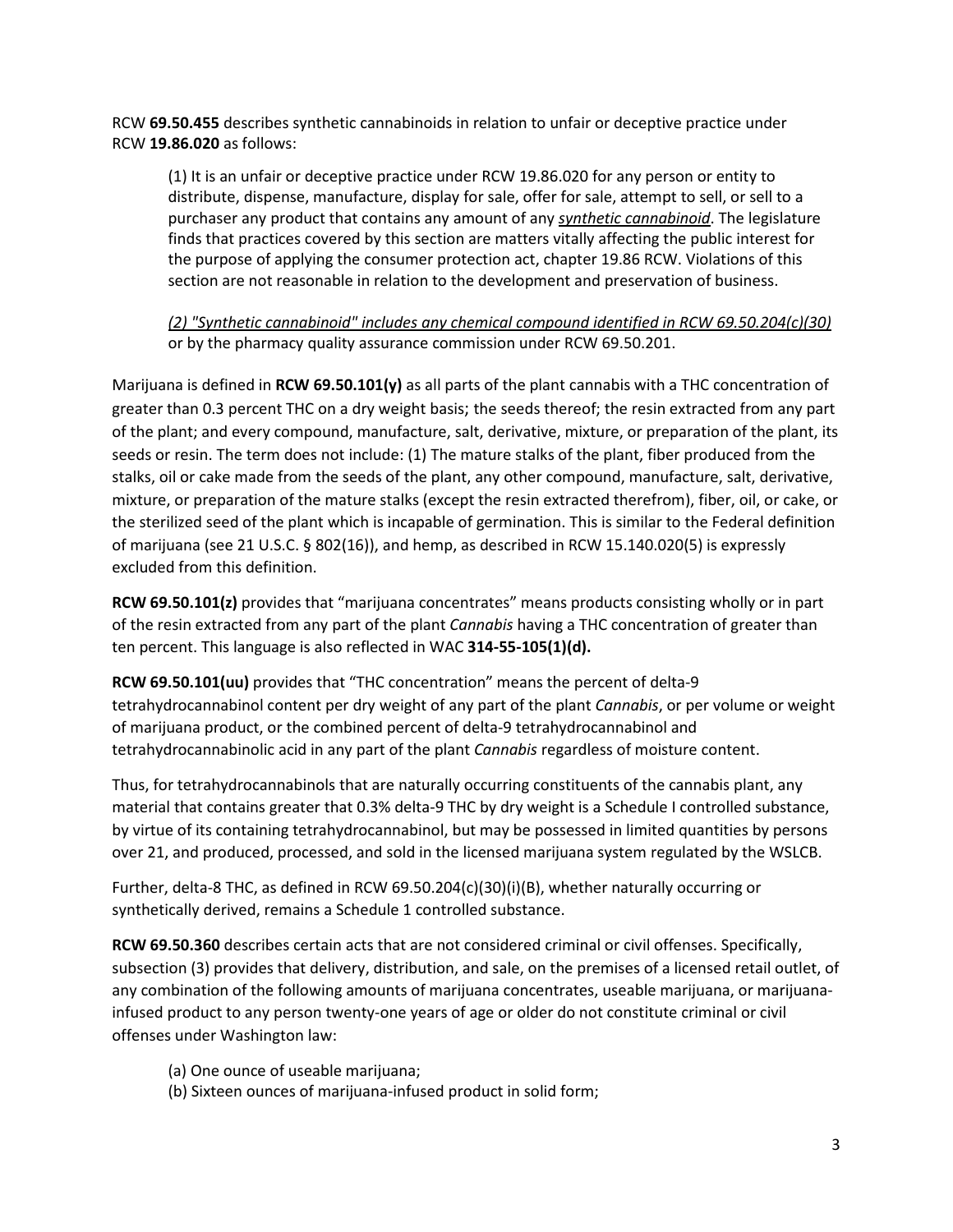RCW **69.50.455** describes synthetic cannabinoids in relation to unfair or deceptive practice under RCW **19.86.020** as follows:

> (1) It is an unfair or deceptive practice under RCW 19.86.020 for any person or entity to distribute, dispense, manufacture, display for sale, offer for sale, attempt to sell, or sell to a purchaser any product that contains any amount of any ***synthetic cannabinoid***. The legislature finds that practices covered by this section are matters vitally affecting the public interest for the purpose of applying the consumer protection act, chapter 19.86 RCW. Violations of this section are not reasonable in relation to the development and preservation of business.
>
> *(2) "Synthetic cannabinoid" includes any chemical compound identified in RCW 69.50.204(c)(30)* or by the pharmacy quality assurance commission under RCW 69.50.201.

Marijuana is defined in **RCW 69.50.101(y)** as all parts of the plant cannabis with a THC concentration of greater than 0.3 percent THC on a dry weight basis; the seeds thereof; the resin extracted from any part of the plant; and every compound, manufacture, salt, derivative, mixture, or preparation of the plant, its seeds or resin. The term does not include: (1) The mature stalks of the plant, fiber produced from the stalks, oil or cake made from the seeds of the plant, any other compound, manufacture, salt, derivative, mixture, or preparation of the mature stalks (except the resin extracted therefrom), fiber, oil, or cake, or the sterilized seed of the plant which is incapable of germination. This is similar to the Federal definition of marijuana (see 21 U.S.C. § 802(16)), and hemp, as described in RCW 15.140.020(5) is expressly excluded from this definition.

**RCW 69.50.101(z)** provides that "marijuana concentrates" means products consisting wholly or in part of the resin extracted from any part of the plant *Cannabis* having a THC concentration of greater than ten percent. This language is also reflected in WAC **314-55-105(1)(d).**

**RCW 69.50.101(uu)** provides that "THC concentration" means the percent of delta-9 tetrahydrocannabinol content per dry weight of any part of the plant *Cannabis*, or per volume or weight of marijuana product, or the combined percent of delta-9 tetrahydrocannabinol and tetrahydrocannabinolic acid in any part of the plant *Cannabis* regardless of moisture content.

Thus, for tetrahydrocannabinols that are naturally occurring constituents of the cannabis plant, any material that contains greater that 0.3% delta-9 THC by dry weight is a Schedule I controlled substance, by virtue of its containing tetrahydrocannabinol, but may be possessed in limited quantities by persons over 21, and produced, processed, and sold in the licensed marijuana system regulated by the WSLCB.

Further, delta-8 THC, as defined in RCW 69.50.204(c)(30)(i)(B), whether naturally occurring or synthetically derived, remains a Schedule 1 controlled substance.

**RCW 69.50.360** describes certain acts that are not considered criminal or civil offenses. Specifically, subsection (3) provides that delivery, distribution, and sale, on the premises of a licensed retail outlet, of any combination of the following amounts of marijuana concentrates, useable marijuana, or marijuana-infused product to any person twenty-one years of age or older do not constitute criminal or civil offenses under Washington law:

> (a) One ounce of useable marijuana;
> (b) Sixteen ounces of marijuana-infused product in solid form;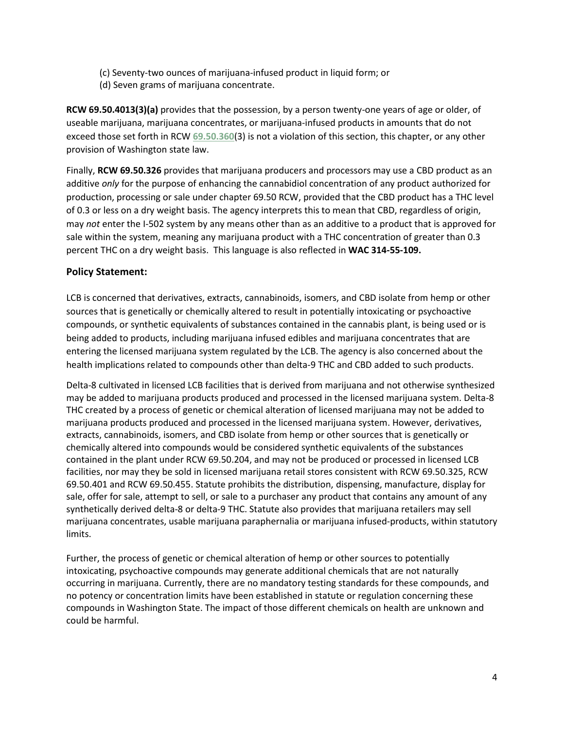(c) Seventy-two ounces of marijuana-infused product in liquid form; or
(d) Seven grams of marijuana concentrate.

**RCW 69.50.4013(3)(a)** provides that the possession, by a person twenty-one years of age or older, of useable marijuana, marijuana concentrates, or marijuana-infused products in amounts that do not exceed those set forth in RCW 69.50.360(3) is not a violation of this section, this chapter, or any other provision of Washington state law.

Finally, **RCW 69.50.326** provides that marijuana producers and processors may use a CBD product as an additive *only* for the purpose of enhancing the cannabidiol concentration of any product authorized for production, processing or sale under chapter 69.50 RCW, provided that the CBD product has a THC level of 0.3 or less on a dry weight basis. The agency interprets this to mean that CBD, regardless of origin, may *not* enter the I-502 system by any means other than as an additive to a product that is approved for sale within the system, meaning any marijuana product with a THC concentration of greater than 0.3 percent THC on a dry weight basis. This language is also reflected in **WAC 314-55-109.**

## Policy Statement:

LCB is concerned that derivatives, extracts, cannabinoids, isomers, and CBD isolate from hemp or other sources that is genetically or chemically altered to result in potentially intoxicating or psychoactive compounds, or synthetic equivalents of substances contained in the cannabis plant, is being used or is being added to products, including marijuana infused edibles and marijuana concentrates that are entering the licensed marijuana system regulated by the LCB. The agency is also concerned about the health implications related to compounds other than delta-9 THC and CBD added to such products.

Delta-8 cultivated in licensed LCB facilities that is derived from marijuana and not otherwise synthesized may be added to marijuana products produced and processed in the licensed marijuana system. Delta-8 THC created by a process of genetic or chemical alteration of licensed marijuana may not be added to marijuana products produced and processed in the licensed marijuana system. However, derivatives, extracts, cannabinoids, isomers, and CBD isolate from hemp or other sources that is genetically or chemically altered into compounds would be considered synthetic equivalents of the substances contained in the plant under RCW 69.50.204, and may not be produced or processed in licensed LCB facilities, nor may they be sold in licensed marijuana retail stores consistent with RCW 69.50.325, RCW 69.50.401 and RCW 69.50.455. Statute prohibits the distribution, dispensing, manufacture, display for sale, offer for sale, attempt to sell, or sale to a purchaser any product that contains any amount of any synthetically derived delta-8 or delta-9 THC. Statute also provides that marijuana retailers may sell marijuana concentrates, usable marijuana paraphernalia or marijuana infused-products, within statutory limits.

Further, the process of genetic or chemical alteration of hemp or other sources to potentially intoxicating, psychoactive compounds may generate additional chemicals that are not naturally occurring in marijuana. Currently, there are no mandatory testing standards for these compounds, and no potency or concentration limits have been established in statute or regulation concerning these compounds in Washington State. The impact of those different chemicals on health are unknown and could be harmful.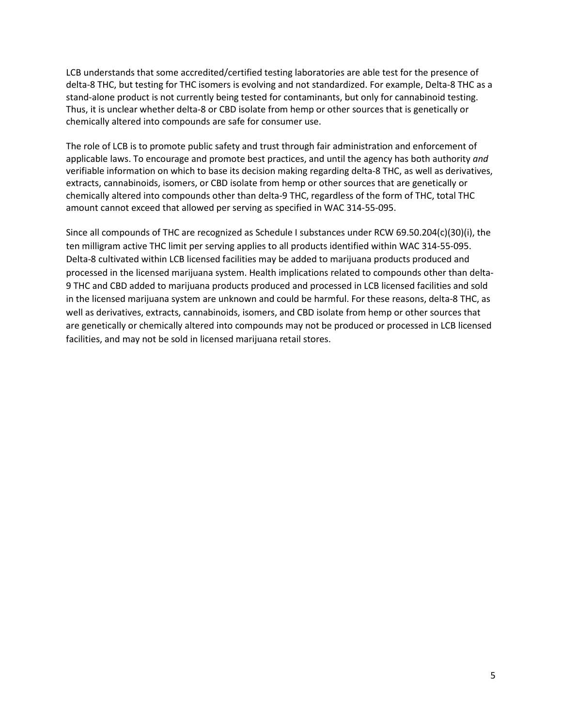LCB understands that some accredited/certified testing laboratories are able test for the presence of delta-8 THC, but testing for THC isomers is evolving and not standardized. For example, Delta-8 THC as a stand-alone product is not currently being tested for contaminants, but only for cannabinoid testing. Thus, it is unclear whether delta-8 or CBD isolate from hemp or other sources that is genetically or chemically altered into compounds are safe for consumer use.

The role of LCB is to promote public safety and trust through fair administration and enforcement of applicable laws. To encourage and promote best practices, and until the agency has both authority *and* verifiable information on which to base its decision making regarding delta-8 THC, as well as derivatives, extracts, cannabinoids, isomers, or CBD isolate from hemp or other sources that are genetically or chemically altered into compounds other than delta-9 THC, regardless of the form of THC, total THC amount cannot exceed that allowed per serving as specified in WAC 314-55-095.

Since all compounds of THC are recognized as Schedule I substances under RCW 69.50.204(c)(30)(i), the ten milligram active THC limit per serving applies to all products identified within WAC 314-55-095. Delta-8 cultivated within LCB licensed facilities may be added to marijuana products produced and processed in the licensed marijuana system. Health implications related to compounds other than delta-9 THC and CBD added to marijuana products produced and processed in LCB licensed facilities and sold in the licensed marijuana system are unknown and could be harmful. For these reasons, delta-8 THC, as well as derivatives, extracts, cannabinoids, isomers, and CBD isolate from hemp or other sources that are genetically or chemically altered into compounds may not be produced or processed in LCB licensed facilities, and may not be sold in licensed marijuana retail stores.